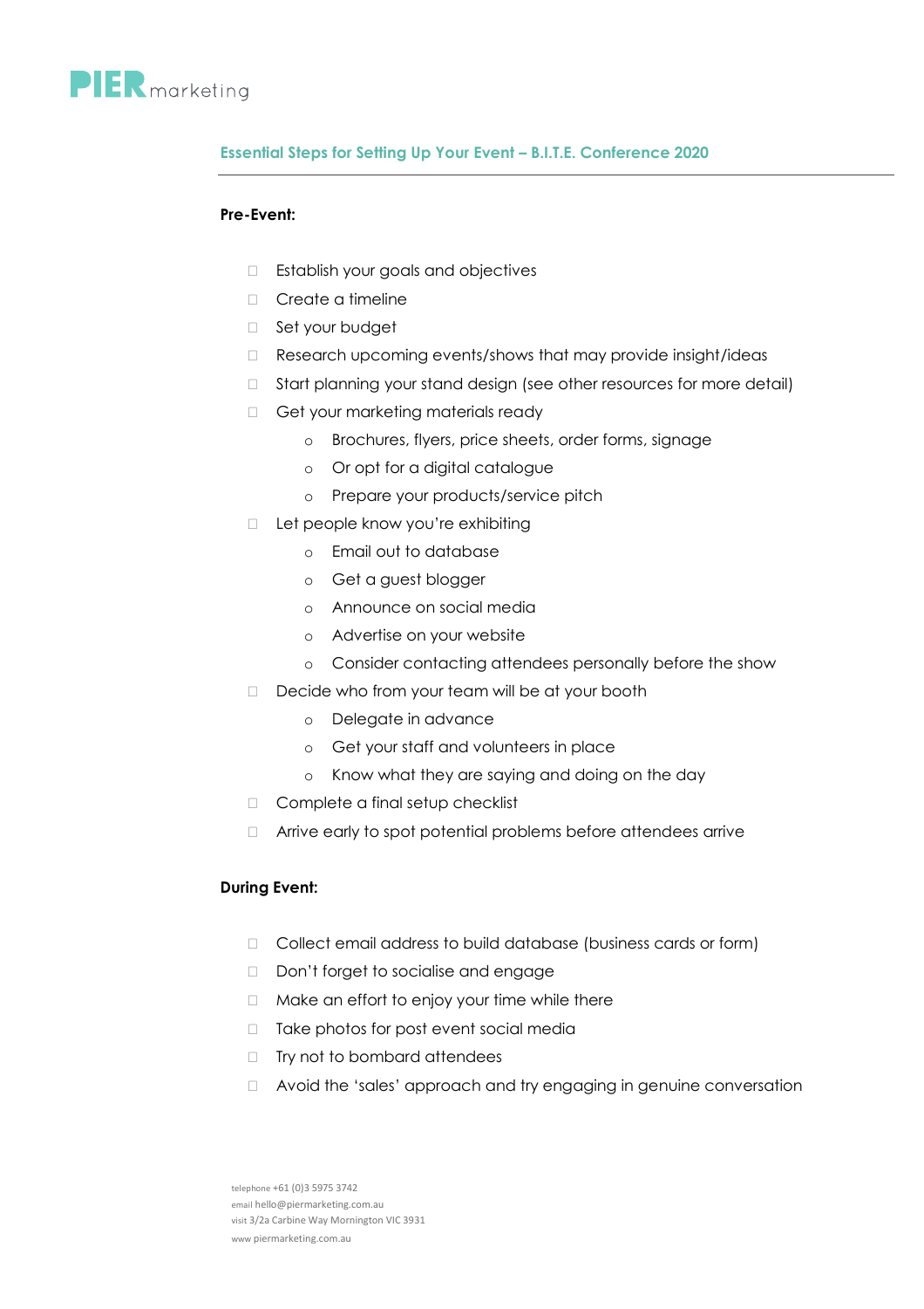PIERmarketing

## Essential Steps for Setting Up Your Event – B.I.T.E. Conference 2020

**Pre-Event:**

- Establish your goals and objectives
- Create a timeline
- Set your budget
- Research upcoming events/shows that may provide insight/ideas
- Start planning your stand design (see other resources for more detail)
- Get your marketing materials ready
  - Brochures, flyers, price sheets, order forms, signage
  - Or opt for a digital catalogue
  - Prepare your products/service pitch
- Let people know you're exhibiting
  - Email out to database
  - Get a guest blogger
  - Announce on social media
  - Advertise on your website
  - Consider contacting attendees personally before the show
- Decide who from your team will be at your booth
  - Delegate in advance
  - Get your staff and volunteers in place
  - Know what they are saying and doing on the day
- Complete a final setup checklist
- Arrive early to spot potential problems before attendees arrive

**During Event:**

- Collect email address to build database (business cards or form)
- Don't forget to socialise and engage
- Make an effort to enjoy your time while there
- Take photos for post event social media
- Try not to bombard attendees
- Avoid the 'sales' approach and try engaging in genuine conversation

telephone +61 (0)3 5975 3742
email hello@piermarketing.com.au
visit 3/2a Carbine Way Mornington VIC 3931
www piermarketing.com.au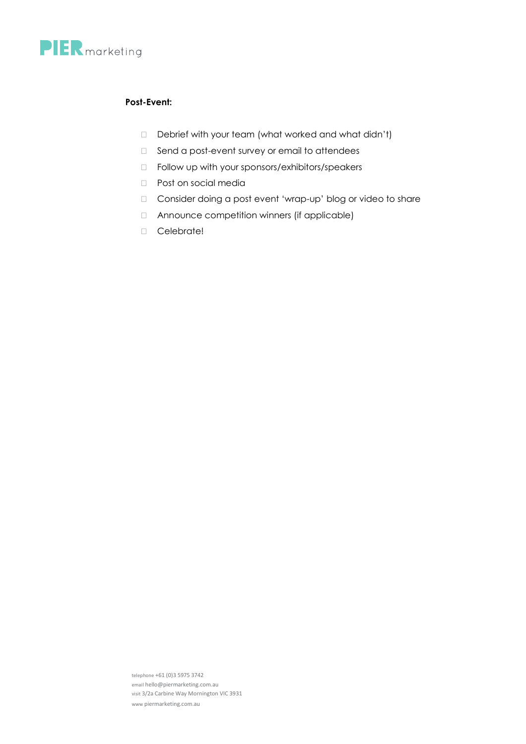**Post-Event:**

- Debrief with your team (what worked and what didn't)
- Send a post-event survey or email to attendees
- Follow up with your sponsors/exhibitors/speakers
- Post on social media
- Consider doing a post event 'wrap-up' blog or video to share
- Announce competition winners (if applicable)
- Celebrate!